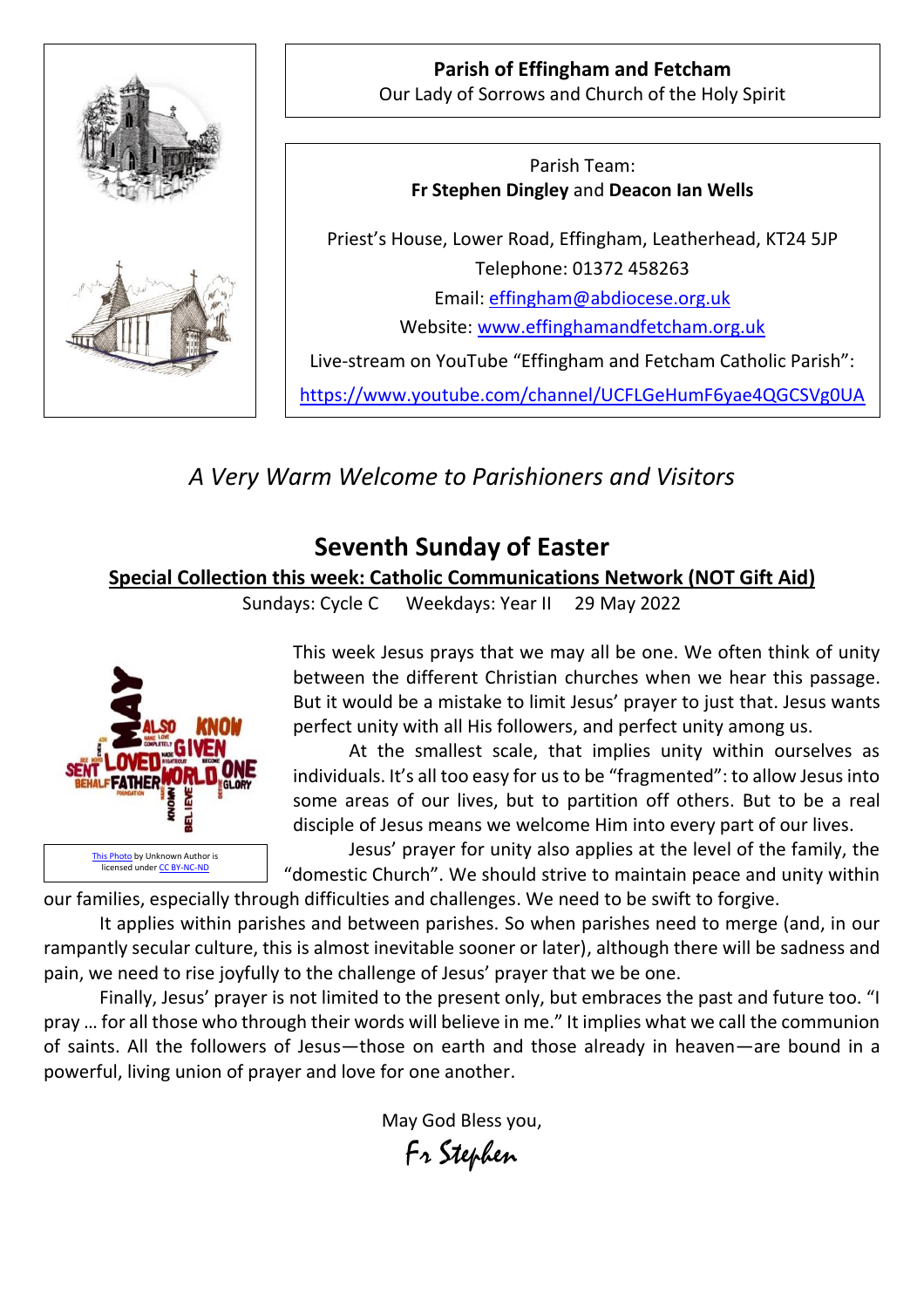**Parish of Effingham and Fetcham**
Our Lady of Sorrows and Church of the Holy Spirit

Parish Team:
**Fr Stephen Dingley** and **Deacon Ian Wells**

Priest's House, Lower Road, Effingham, Leatherhead, KT24 5JP
Telephone: 01372 458263
Email: effingham@abdiocese.org.uk
Website: www.effinghamandfetcham.org.uk
Live-stream on YouTube "Effingham and Fetcham Catholic Parish":
https://www.youtube.com/channel/UCFLGeHumF6yae4QGCSVg0UA

*A Very Warm Welcome to Parishioners and Visitors*

## Seventh Sunday of Easter

**Special Collection this week: Catholic Communications Network (NOT Gift Aid)**

Sundays: Cycle C Weekdays: Year II 29 May 2022

This Photo by Unknown Author is licensed under CC BY-NC-ND

This week Jesus prays that we may all be one. We often think of unity between the different Christian churches when we hear this passage. But it would be a mistake to limit Jesus' prayer to just that. Jesus wants perfect unity with all His followers, and perfect unity among us.

At the smallest scale, that implies unity within ourselves as individuals. It's all too easy for us to be "fragmented": to allow Jesus into some areas of our lives, but to partition off others. But to be a real disciple of Jesus means we welcome Him into every part of our lives.

Jesus' prayer for unity also applies at the level of the family, the "domestic Church". We should strive to maintain peace and unity within our families, especially through difficulties and challenges. We need to be swift to forgive.

It applies within parishes and between parishes. So when parishes need to merge (and, in our rampantly secular culture, this is almost inevitable sooner or later), although there will be sadness and pain, we need to rise joyfully to the challenge of Jesus' prayer that we be one.

Finally, Jesus' prayer is not limited to the present only, but embraces the past and future too. "I pray … for all those who through their words will believe in me." It implies what we call the communion of saints. All the followers of Jesus—those on earth and those already in heaven—are bound in a powerful, living union of prayer and love for one another.

May God Bless you,

*Fr Stephen*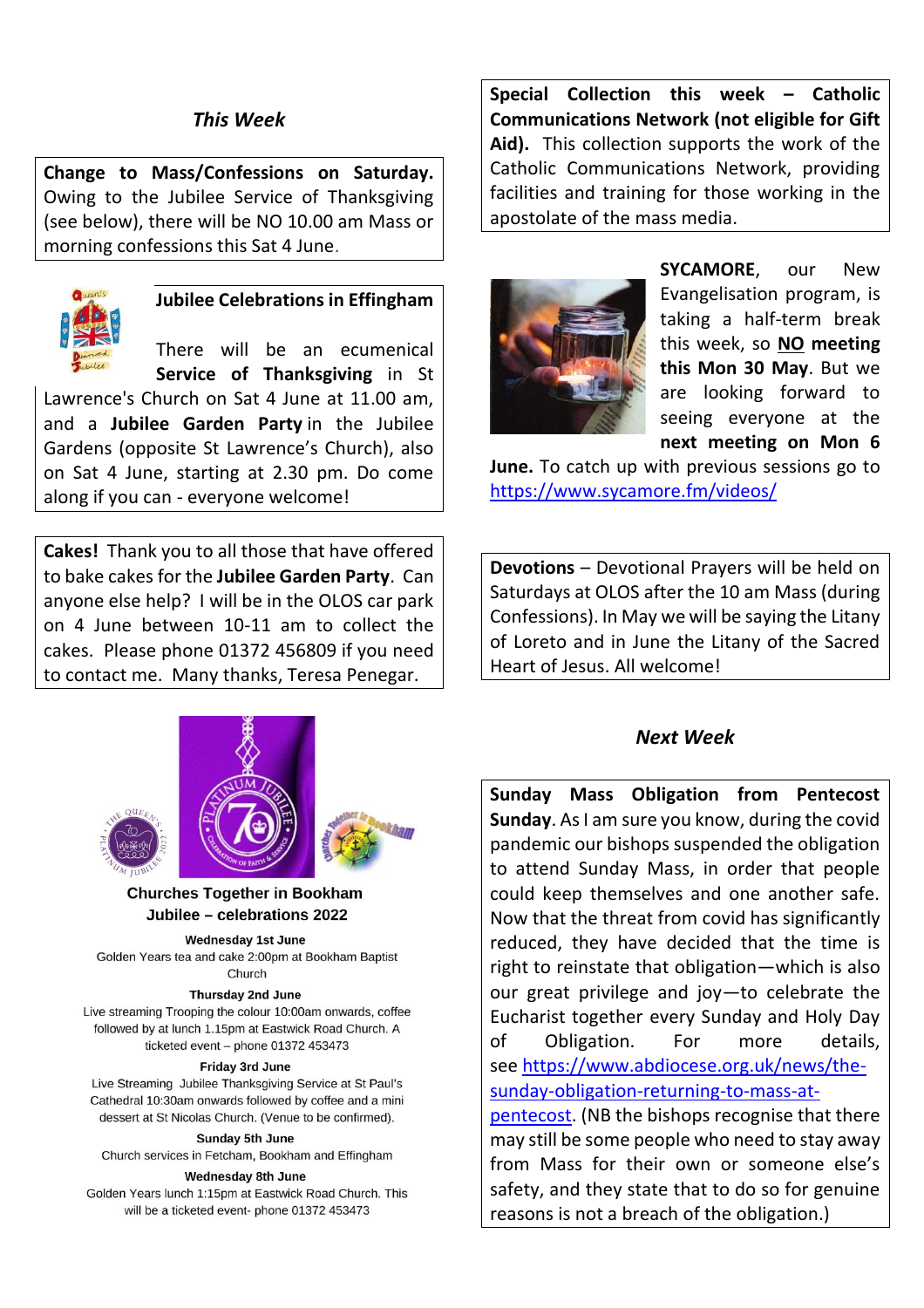## *This Week*

**Change to Mass/Confessions on Saturday.** Owing to the Jubilee Service of Thanksgiving (see below), there will be NO 10.00 am Mass or morning confessions this Sat 4 June.

**Jubilee Celebrations in Effingham**

There will be an ecumenical **Service of Thanksgiving** in St Lawrence's Church on Sat 4 June at 11.00 am, and a **Jubilee Garden Party** in the Jubilee Gardens (opposite St Lawrence's Church), also on Sat 4 June, starting at 2.30 pm. Do come along if you can - everyone welcome!

**Cakes!** Thank you to all those that have offered to bake cakes for the **Jubilee Garden Party**. Can anyone else help? I will be in the OLOS car park on 4 June between 10-11 am to collect the cakes. Please phone 01372 456809 if you need to contact me. Many thanks, Teresa Penegar.

**Churches Together in Bookham**
**Jubilee – celebrations 2022**

**Wednesday 1st June**
Golden Years tea and cake 2:00pm at Bookham Baptist Church

**Thursday 2nd June**
Live streaming Trooping the colour 10:00am onwards, coffee followed by at lunch 1.15pm at Eastwick Road Church. A ticketed event – phone 01372 453473

**Friday 3rd June**
Live Streaming Jubilee Thanksgiving Service at St Paul's Cathedral 10:30am onwards followed by coffee and a mini dessert at St Nicolas Church. (Venue to be confirmed).

**Sunday 5th June**
Church services in Fetcham, Bookham and Effingham

**Wednesday 8th June**
Golden Years lunch 1:15pm at Eastwick Road Church. This will be a ticketed event- phone 01372 453473

**Special Collection this week – Catholic Communications Network (not eligible for Gift Aid).** This collection supports the work of the Catholic Communications Network, providing facilities and training for those working in the apostolate of the mass media.

**SYCAMORE**, our New Evangelisation program, is taking a half-term break this week, so **<u>NO</u> meeting this Mon 30 May**. But we are looking forward to seeing everyone at the **next meeting on Mon 6 June.** To catch up with previous sessions go to https://www.sycamore.fm/videos/

**Devotions** – Devotional Prayers will be held on Saturdays at OLOS after the 10 am Mass (during Confessions). In May we will be saying the Litany of Loreto and in June the Litany of the Sacred Heart of Jesus. All welcome!

## *Next Week*

**Sunday Mass Obligation from Pentecost Sunday**. As I am sure you know, during the covid pandemic our bishops suspended the obligation to attend Sunday Mass, in order that people could keep themselves and one another safe. Now that the threat from covid has significantly reduced, they have decided that the time is right to reinstate that obligation—which is also our great privilege and joy—to celebrate the Eucharist together every Sunday and Holy Day of Obligation. For more details, see https://www.abdiocese.org.uk/news/the-sunday-obligation-returning-to-mass-at-pentecost. (NB the bishops recognise that there may still be some people who need to stay away from Mass for their own or someone else's safety, and they state that to do so for genuine reasons is not a breach of the obligation.)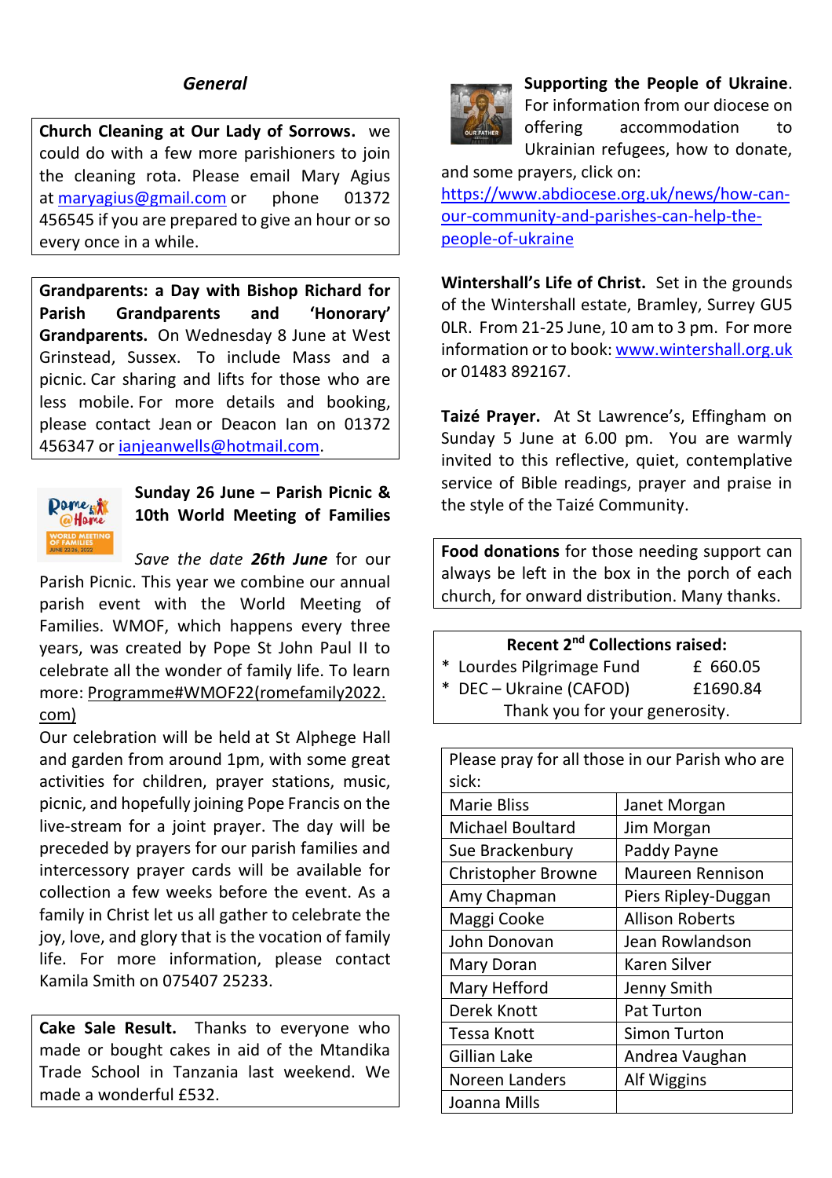## *General*

**Church Cleaning at Our Lady of Sorrows.** we could do with a few more parishioners to join the cleaning rota. Please email Mary Agius at maryagius@gmail.com or phone 01372 456545 if you are prepared to give an hour or so every once in a while.

**Grandparents: a Day with Bishop Richard for Parish Grandparents and 'Honorary' Grandparents.** On Wednesday 8 June at West Grinstead, Sussex. To include Mass and a picnic. Car sharing and lifts for those who are less mobile. For more details and booking, please contact Jean or Deacon Ian on 01372 456347 or ianjeanwells@hotmail.com.

**Sunday 26 June – Parish Picnic & 10th World Meeting of Families**

*Save the date **26th June*** for our Parish Picnic. This year we combine our annual parish event with the World Meeting of Families. WMOF, which happens every three years, was created by Pope St John Paul II to celebrate all the wonder of family life. To learn more: Programme#WMOF22(romefamily2022.com)

Our celebration will be held at St Alphege Hall and garden from around 1pm, with some great activities for children, prayer stations, music, picnic, and hopefully joining Pope Francis on the live-stream for a joint prayer. The day will be preceded by prayers for our parish families and intercessory prayer cards will be available for collection a few weeks before the event. As a family in Christ let us all gather to celebrate the joy, love, and glory that is the vocation of family life. For more information, please contact Kamila Smith on 075407 25233.

**Cake Sale Result.** Thanks to everyone who made or bought cakes in aid of the Mtandika Trade School in Tanzania last weekend. We made a wonderful £532.

**Supporting the People of Ukraine.** For information from our diocese on offering accommodation to Ukrainian refugees, how to donate, and some prayers, click on: https://www.abdiocese.org.uk/news/how-can-our-community-and-parishes-can-help-the-people-of-ukraine

**Wintershall's Life of Christ.** Set in the grounds of the Wintershall estate, Bramley, Surrey GU5 0LR. From 21-25 June, 10 am to 3 pm. For more information or to book: www.wintershall.org.uk or 01483 892167.

**Taizé Prayer.** At St Lawrence's, Effingham on Sunday 5 June at 6.00 pm. You are warmly invited to this reflective, quiet, contemplative service of Bible readings, prayer and praise in the style of the Taizé Community.

**Food donations** for those needing support can always be left in the box in the porch of each church, for onward distribution. Many thanks.

**Recent 2nd Collections raised:**

* Lourdes Pilgrimage Fund £ 660.05
* DEC – Ukraine (CAFOD) £1690.84

Thank you for your generosity.

| Please pray for all those in our Parish who are sick: | |
|---|---|
| Marie Bliss | Janet Morgan |
| Michael Boultard | Jim Morgan |
| Sue Brackenbury | Paddy Payne |
| Christopher Browne | Maureen Rennison |
| Amy Chapman | Piers Ripley-Duggan |
| Maggi Cooke | Allison Roberts |
| John Donovan | Jean Rowlandson |
| Mary Doran | Karen Silver |
| Mary Hefford | Jenny Smith |
| Derek Knott | Pat Turton |
| Tessa Knott | Simon Turton |
| Gillian Lake | Andrea Vaughan |
| Noreen Landers | Alf Wiggins |
| Joanna Mills | |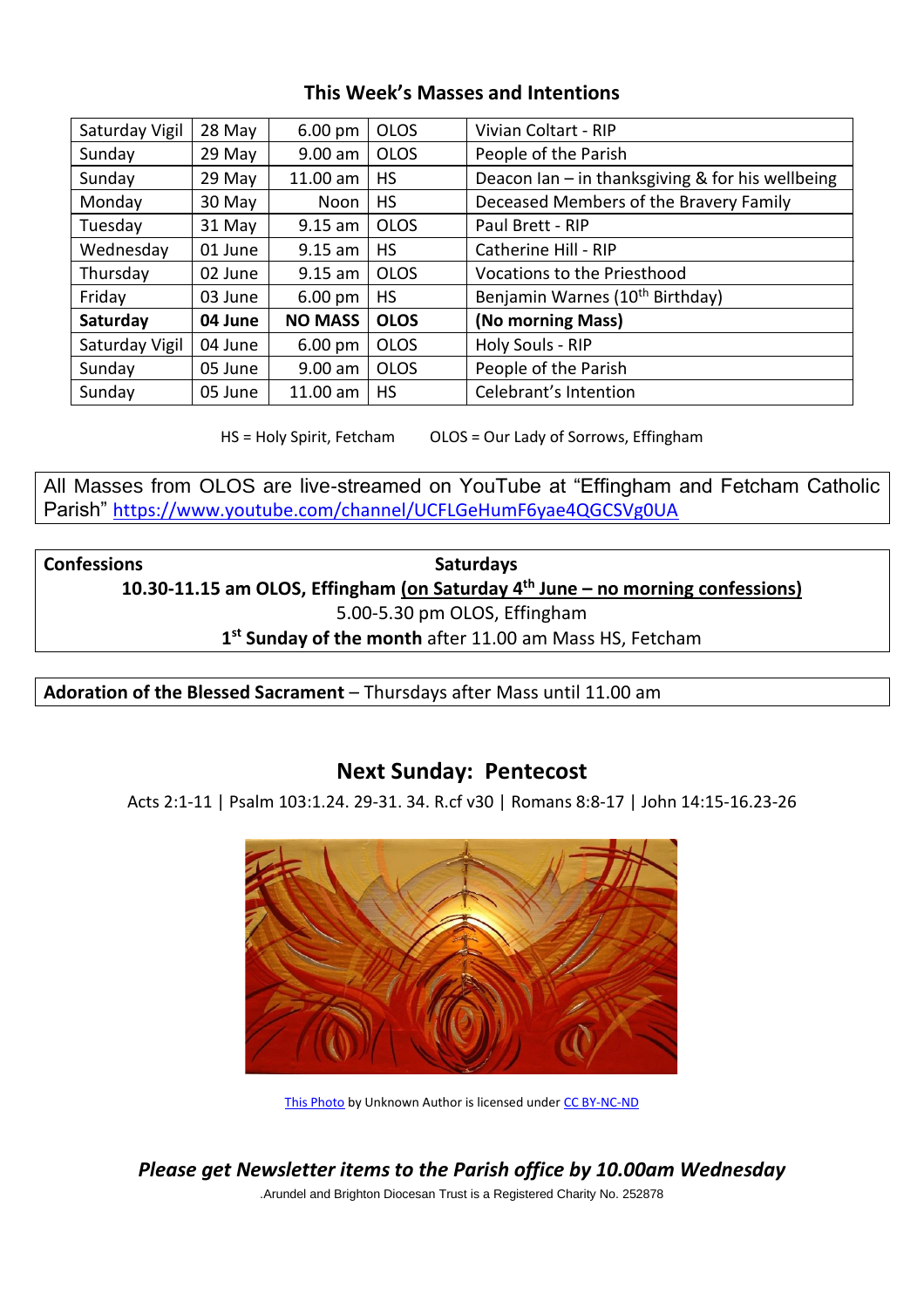## This Week's Masses and Intentions

| | | | | |
|---|---|---|---|---|
| Saturday Vigil | 28 May | 6.00 pm | OLOS | Vivian Coltart - RIP |
| Sunday | 29 May | 9.00 am | OLOS | People of the Parish |
| Sunday | 29 May | 11.00 am | HS | Deacon Ian – in thanksgiving & for his wellbeing |
| Monday | 30 May | Noon | HS | Deceased Members of the Bravery Family |
| Tuesday | 31 May | 9.15 am | OLOS | Paul Brett - RIP |
| Wednesday | 01 June | 9.15 am | HS | Catherine Hill - RIP |
| Thursday | 02 June | 9.15 am | OLOS | Vocations to the Priesthood |
| Friday | 03 June | 6.00 pm | HS | Benjamin Warnes (10th Birthday) |
| **Saturday** | **04 June** | **NO MASS** | **OLOS** | **(No morning Mass)** |
| Saturday Vigil | 04 June | 6.00 pm | OLOS | Holy Souls - RIP |
| Sunday | 05 June | 9.00 am | OLOS | People of the Parish |
| Sunday | 05 June | 11.00 am | HS | Celebrant's Intention |

HS = Holy Spirit, Fetcham    OLOS = Our Lady of Sorrows, Effingham

All Masses from OLOS are live-streamed on YouTube at "Effingham and Fetcham Catholic Parish" https://www.youtube.com/channel/UCFLGeHumF6yae4QGCSVg0UA

**Confessions** **Saturdays**

**10.30-11.15 am OLOS, Effingham (on Saturday 4th June – no morning confessions)**

5.00-5.30 pm OLOS, Effingham

**1st Sunday of the month** after 11.00 am Mass HS, Fetcham

**Adoration of the Blessed Sacrament** – Thursdays after Mass until 11.00 am

## Next Sunday: Pentecost

Acts 2:1-11 | Psalm 103:1.24. 29-31. 34. R.cf v30 | Romans 8:8-17 | John 14:15-16.23-26

This Photo by Unknown Author is licensed under CC BY-NC-ND

***Please get Newsletter items to the Parish office by 10.00am Wednesday***

.Arundel and Brighton Diocesan Trust is a Registered Charity No. 252878